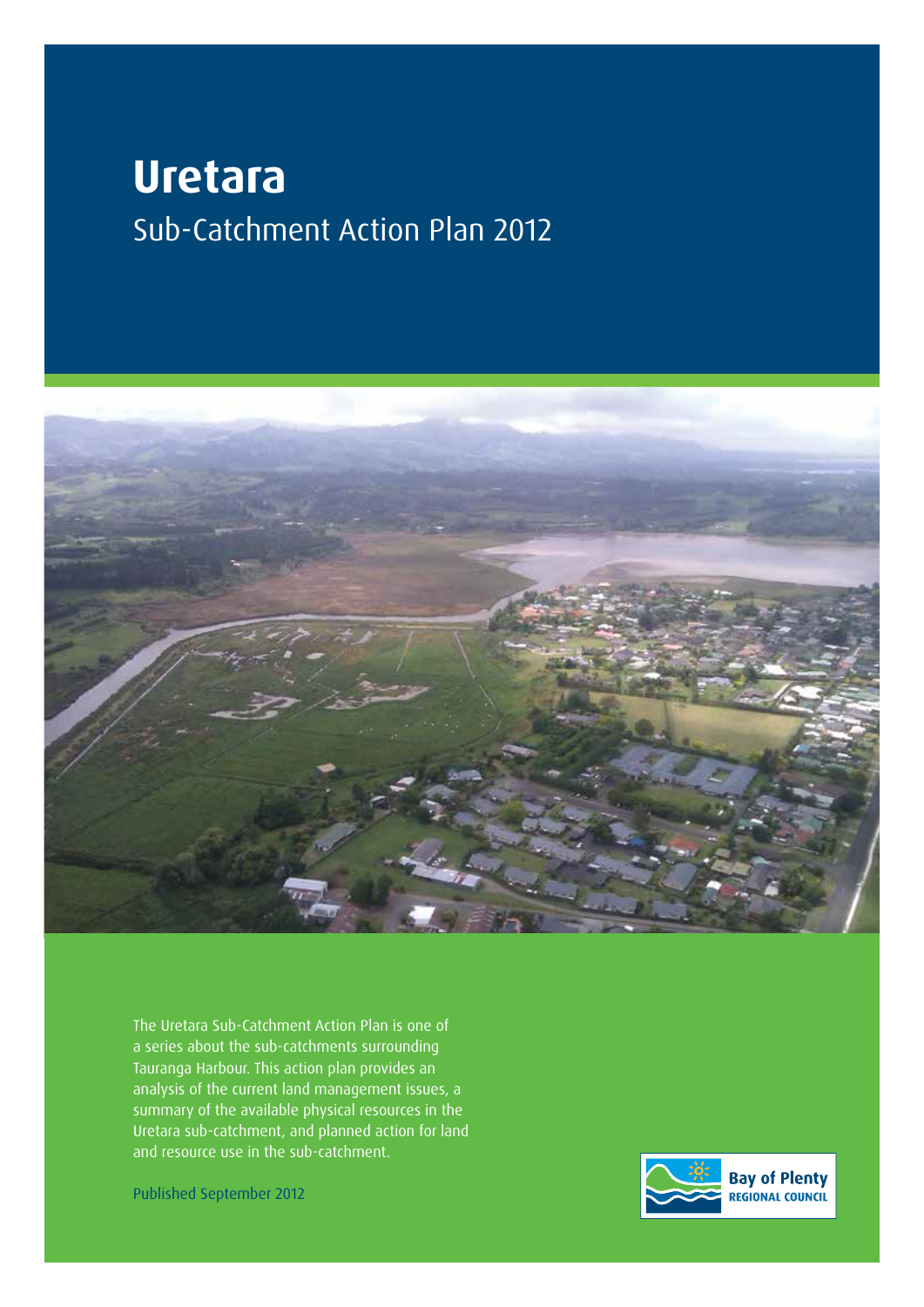# Uretara

## Sub-Catchment Action Plan 2012

The Uretara Sub-Catchment Action Plan is one of a series about the sub-catchments surrounding Tauranga Harbour. This action plan provides an analysis of the current land management issues, a summary of the available physical resources in the Uretara sub-catchment, and planned action for land and resource use in the sub-catchment.

Published September 2012

Bay of Plenty
REGIONAL COUNCIL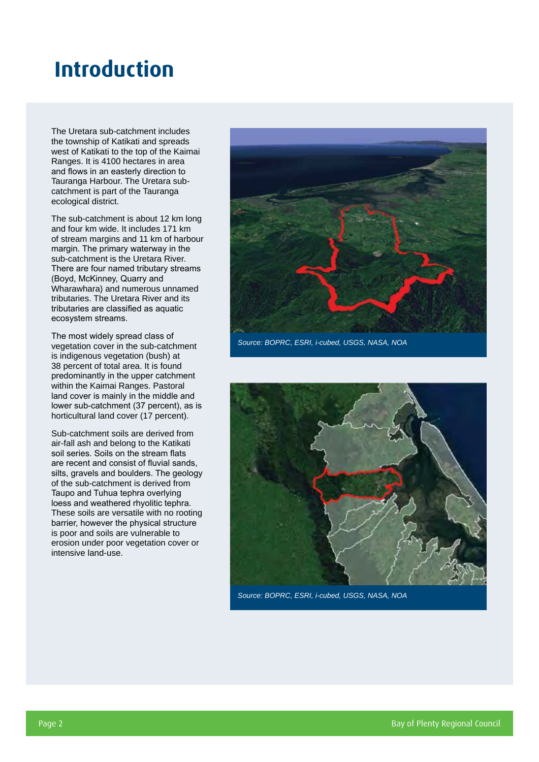# Introduction

The Uretara sub-catchment includes the township of Katikati and spreads west of Katikati to the top of the Kaimai Ranges. It is 4100 hectares in area and flows in an easterly direction to Tauranga Harbour. The Uretara sub-catchment is part of the Tauranga ecological district.

The sub-catchment is about 12 km long and four km wide. It includes 171 km of stream margins and 11 km of harbour margin. The primary waterway in the sub-catchment is the Uretara River. There are four named tributary streams (Boyd, McKinney, Quarry and Wharawhara) and numerous unnamed tributaries. The Uretara River and its tributaries are classified as aquatic ecosystem streams.

The most widely spread class of vegetation cover in the sub-catchment is indigenous vegetation (bush) at 38 percent of total area. It is found predominantly in the upper catchment within the Kaimai Ranges. Pastoral land cover is mainly in the middle and lower sub-catchment (37 percent), as is horticultural land cover (17 percent).

Sub-catchment soils are derived from air-fall ash and belong to the Katikati soil series. Soils on the stream flats are recent and consist of fluvial sands, silts, gravels and boulders. The geology of the sub-catchment is derived from Taupo and Tuhua tephra overlying loess and weathered rhyolitic tephra. These soils are versatile with no rooting barrier, however the physical structure is poor and soils are vulnerable to erosion under poor vegetation cover or intensive land-use.

*Source: BOPRC, ESRI, i-cubed, USGS, NASA, NOA*

*Source: BOPRC, ESRI, i-cubed, USGS, NASA, NOA*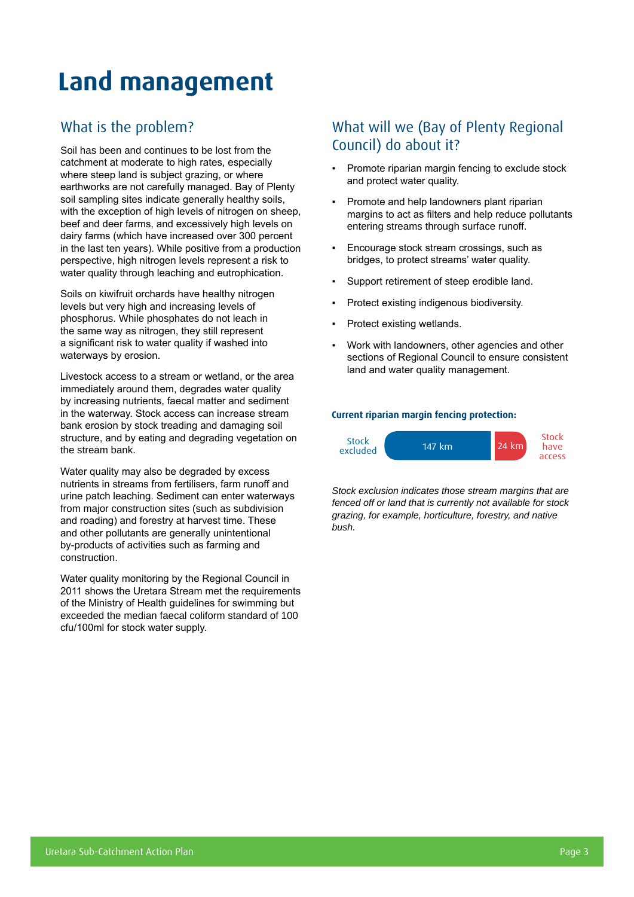# Land management

## What is the problem?

Soil has been and continues to be lost from the catchment at moderate to high rates, especially where steep land is subject grazing, or where earthworks are not carefully managed. Bay of Plenty soil sampling sites indicate generally healthy soils, with the exception of high levels of nitrogen on sheep, beef and deer farms, and excessively high levels on dairy farms (which have increased over 300 percent in the last ten years). While positive from a production perspective, high nitrogen levels represent a risk to water quality through leaching and eutrophication.

Soils on kiwifruit orchards have healthy nitrogen levels but very high and increasing levels of phosphorus. While phosphates do not leach in the same way as nitrogen, they still represent a significant risk to water quality if washed into waterways by erosion.

Livestock access to a stream or wetland, or the area immediately around them, degrades water quality by increasing nutrients, faecal matter and sediment in the waterway. Stock access can increase stream bank erosion by stock treading and damaging soil structure, and by eating and degrading vegetation on the stream bank.

Water quality may also be degraded by excess nutrients in streams from fertilisers, farm runoff and urine patch leaching. Sediment can enter waterways from major construction sites (such as subdivision and roading) and forestry at harvest time. These and other pollutants are generally unintentional by-products of activities such as farming and construction.

Water quality monitoring by the Regional Council in 2011 shows the Uretara Stream met the requirements of the Ministry of Health guidelines for swimming but exceeded the median faecal coliform standard of 100 cfu/100ml for stock water supply.

## What will we (Bay of Plenty Regional Council) do about it?

- Promote riparian margin fencing to exclude stock and protect water quality.
- Promote and help landowners plant riparian margins to act as filters and help reduce pollutants entering streams through surface runoff.
- Encourage stock stream crossings, such as bridges, to protect streams' water quality.
- Support retirement of steep erodible land.
- Protect existing indigenous biodiversity.
- Protect existing wetlands.
- Work with landowners, other agencies and other sections of Regional Council to ensure consistent land and water quality management.

**Current riparian margin fencing protection:**

| Stock excluded | Stock have access |
|---|---|
| 147 km | 24 km |

*Stock exclusion indicates those stream margins that are fenced off or land that is currently not available for stock grazing, for example, horticulture, forestry, and native bush.*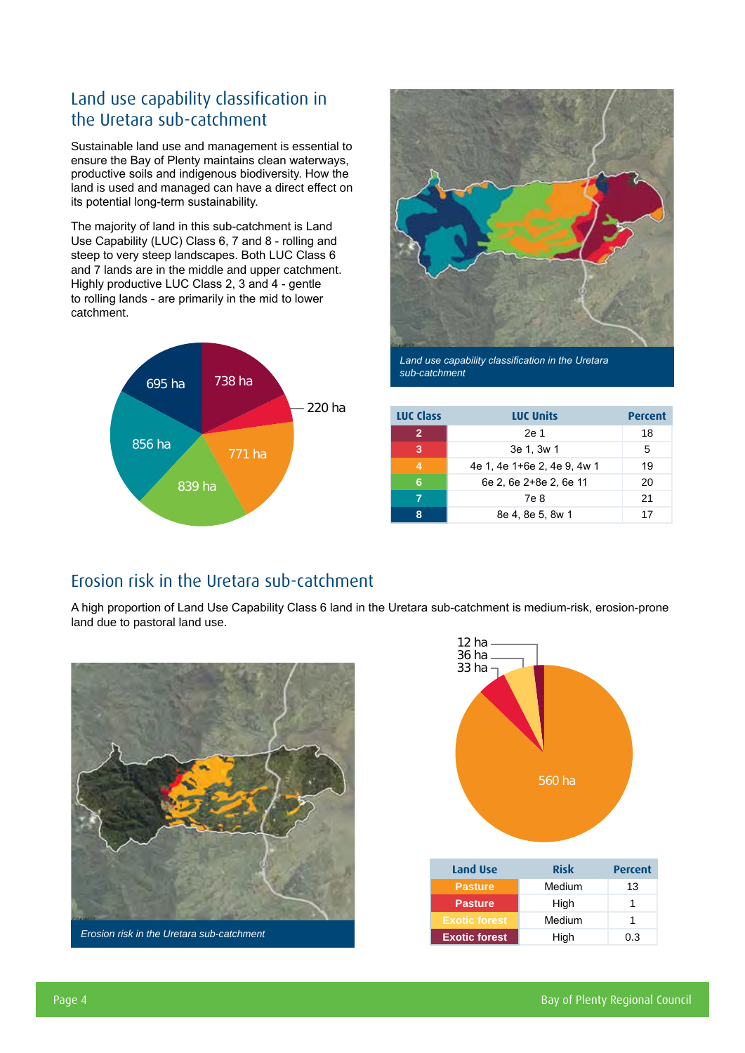## Land use capability classification in the Uretara sub-catchment

Sustainable land use and management is essential to ensure the Bay of Plenty maintains clean waterways, productive soils and indigenous biodiversity. How the land is used and managed can have a direct effect on its potential long-term sustainability.

The majority of land in this sub-catchment is Land Use Capability (LUC) Class 6, 7 and 8 - rolling and steep to very steep landscapes. Both LUC Class 6 and 7 lands are in the middle and upper catchment. Highly productive LUC Class 2, 3 and 4 - gentle to rolling lands - are primarily in the mid to lower catchment.

738 ha
220 ha
771 ha
839 ha
856 ha
695 ha

*Land use capability classification in the Uretara sub-catchment*

| LUC Class | LUC Units | Percent |
|---|---|---|
| 2 | 2e 1 | 18 |
| 3 | 3e 1, 3w 1 | 5 |
| 4 | 4e 1, 4e 1+6e 2, 4e 9, 4w 1 | 19 |
| 6 | 6e 2, 6e 2+8e 2, 6e 11 | 20 |
| 7 | 7e 8 | 21 |
| 8 | 8e 4, 8e 5, 8w 1 | 17 |

## Erosion risk in the Uretara sub-catchment

A high proportion of Land Use Capability Class 6 land in the Uretara sub-catchment is medium-risk, erosion-prone land due to pastoral land use.

*Erosion risk in the Uretara sub-catchment*

12 ha
36 ha
33 ha
560 ha

| Land Use | Risk | Percent |
|---|---|---|
| Pasture | Medium | 13 |
| Pasture | High | 1 |
| Exotic forest | Medium | 1 |
| Exotic forest | High | 0.3 |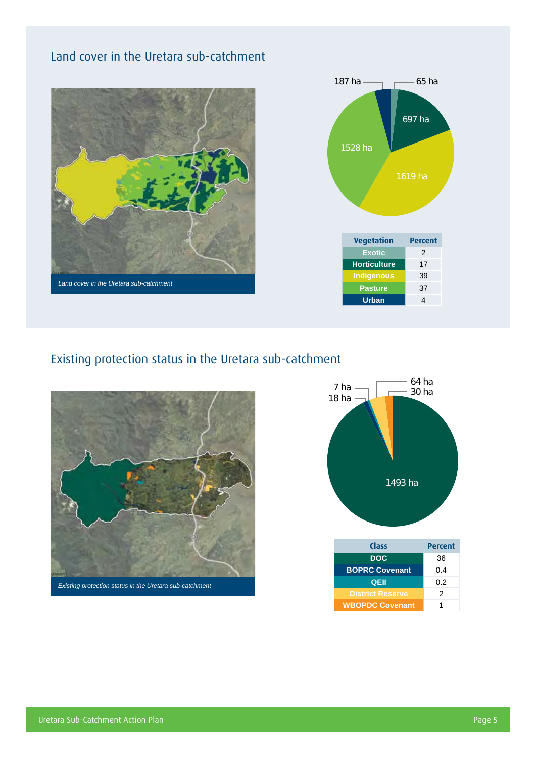## Land cover in the Uretara sub-catchment

*Land cover in the Uretara sub-catchment*

187 ha, 65 ha, 697 ha, 1528 ha, 1619 ha

| Vegetation | Percent |
|---|---|
| Exotic | 2 |
| Horticulture | 17 |
| Indigenous | 39 |
| Pasture | 37 |
| Urban | 4 |

## Existing protection status in the Uretara sub-catchment

*Existing protection status in the Uretara sub-catchment*

7 ha, 18 ha, 64 ha, 30 ha, 1493 ha

| Class | Percent |
|---|---|
| DOC | 36 |
| BOPRC Covenant | 0.4 |
| QEII | 0.2 |
| District Reserve | 2 |
| WBOPDC Covenant | 1 |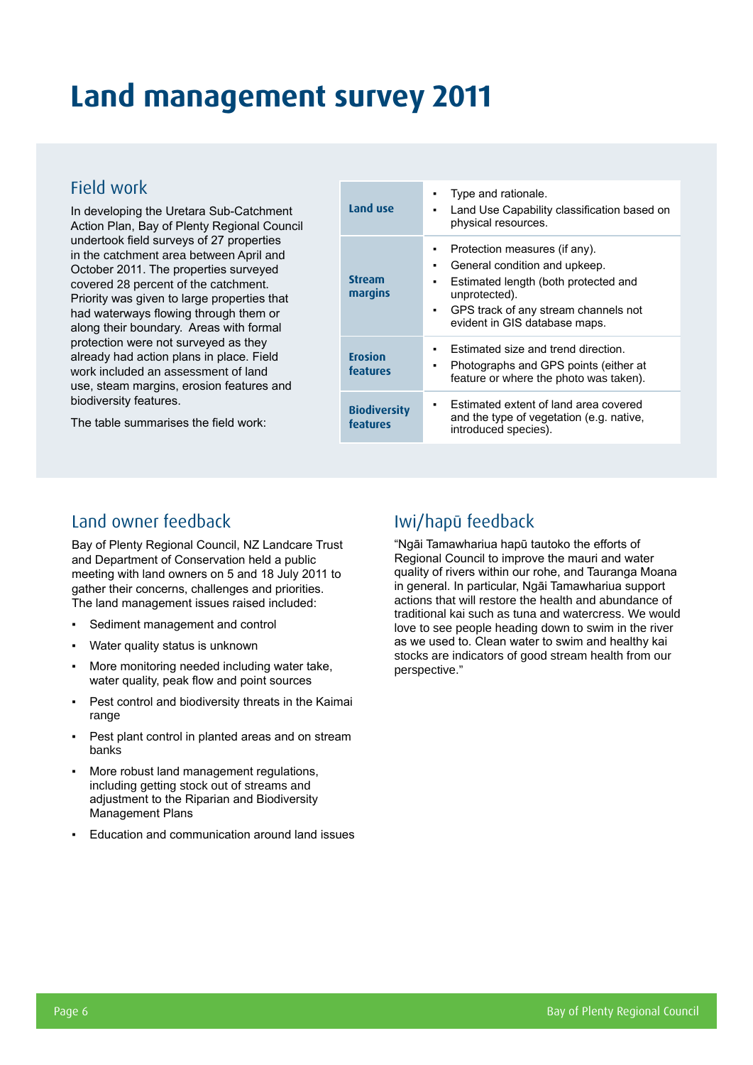# Land management survey 2011

## Field work

In developing the Uretara Sub-Catchment Action Plan, Bay of Plenty Regional Council undertook field surveys of 27 properties in the catchment area between April and October 2011. The properties surveyed covered 28 percent of the catchment. Priority was given to large properties that had waterways flowing through them or along their boundary. Areas with formal protection were not surveyed as they already had action plans in place. Field work included an assessment of land use, steam margins, erosion features and biodiversity features.

The table summarises the field work:

| | |
|---|---|
| **Land use** | ▪ Type and rationale.<br>▪ Land Use Capability classification based on physical resources. |
| **Stream margins** | ▪ Protection measures (if any).<br>▪ General condition and upkeep.<br>▪ Estimated length (both protected and unprotected).<br>▪ GPS track of any stream channels not evident in GIS database maps. |
| **Erosion features** | ▪ Estimated size and trend direction.<br>▪ Photographs and GPS points (either at feature or where the photo was taken). |
| **Biodiversity features** | ▪ Estimated extent of land area covered and the type of vegetation (e.g. native, introduced species). |

## Land owner feedback

Bay of Plenty Regional Council, NZ Landcare Trust and Department of Conservation held a public meeting with land owners on 5 and 18 July 2011 to gather their concerns, challenges and priorities. The land management issues raised included:

- Sediment management and control
- Water quality status is unknown
- More monitoring needed including water take, water quality, peak flow and point sources
- Pest control and biodiversity threats in the Kaimai range
- Pest plant control in planted areas and on stream banks
- More robust land management regulations, including getting stock out of streams and adjustment to the Riparian and Biodiversity Management Plans
- Education and communication around land issues

## Iwi/hapū feedback

"Ngāi Tamawhariua hapū tautoko the efforts of Regional Council to improve the mauri and water quality of rivers within our rohe, and Tauranga Moana in general. In particular, Ngāi Tamawhariua support actions that will restore the health and abundance of traditional kai such as tuna and watercress. We would love to see people heading down to swim in the river as we used to. Clean water to swim and healthy kai stocks are indicators of good stream health from our perspective."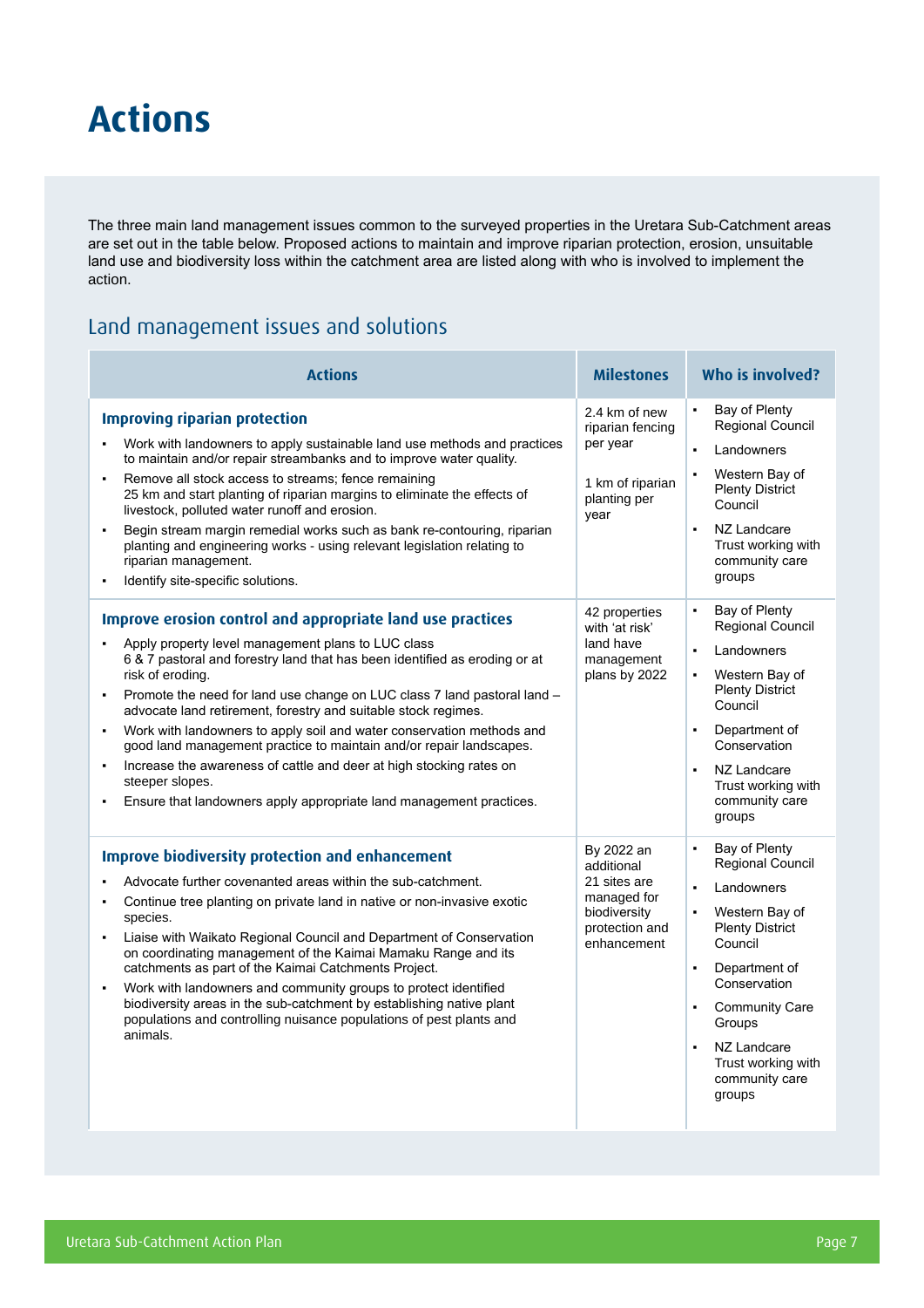# Actions

The three main land management issues common to the surveyed properties in the Uretara Sub-Catchment areas are set out in the table below. Proposed actions to maintain and improve riparian protection, erosion, unsuitable land use and biodiversity loss within the catchment area are listed along with who is involved to implement the action.

## Land management issues and solutions

| Actions | Milestones | Who is involved? |
|---|---|---|
| **Improving riparian protection**<br>▪ Work with landowners to apply sustainable land use methods and practices to maintain and/or repair streambanks and to improve water quality.<br>▪ Remove all stock access to streams; fence remaining 25 km and start planting of riparian margins to eliminate the effects of livestock, polluted water runoff and erosion.<br>▪ Begin stream margin remedial works such as bank re-contouring, riparian planting and engineering works - using relevant legislation relating to riparian management.<br>▪ Identify site-specific solutions. | 2.4 km of new riparian fencing per year<br><br>1 km of riparian planting per year | ▪ Bay of Plenty Regional Council<br>▪ Landowners<br>▪ Western Bay of Plenty District Council<br>▪ NZ Landcare Trust working with community care groups |
| **Improve erosion control and appropriate land use practices**<br>▪ Apply property level management plans to LUC class 6 & 7 pastoral and forestry land that has been identified as eroding or at risk of eroding.<br>▪ Promote the need for land use change on LUC class 7 land pastoral land – advocate land retirement, forestry and suitable stock regimes.<br>▪ Work with landowners to apply soil and water conservation methods and good land management practice to maintain and/or repair landscapes.<br>▪ Increase the awareness of cattle and deer at high stocking rates on steeper slopes.<br>▪ Ensure that landowners apply appropriate land management practices. | 42 properties with 'at risk' land have management plans by 2022 | ▪ Bay of Plenty Regional Council<br>▪ Landowners<br>▪ Western Bay of Plenty District Council<br>▪ Department of Conservation<br>▪ NZ Landcare Trust working with community care groups |
| **Improve biodiversity protection and enhancement**<br>▪ Advocate further covenanted areas within the sub-catchment.<br>▪ Continue tree planting on private land in native or non-invasive exotic species.<br>▪ Liaise with Waikato Regional Council and Department of Conservation on coordinating management of the Kaimai Mamaku Range and its catchments as part of the Kaimai Catchments Project.<br>▪ Work with landowners and community groups to protect identified biodiversity areas in the sub-catchment by establishing native plant populations and controlling nuisance populations of pest plants and animals. | By 2022 an additional 21 sites are managed for biodiversity protection and enhancement | ▪ Bay of Plenty Regional Council<br>▪ Landowners<br>▪ Western Bay of Plenty District Council<br>▪ Department of Conservation<br>▪ Community Care Groups<br>▪ NZ Landcare Trust working with community care groups |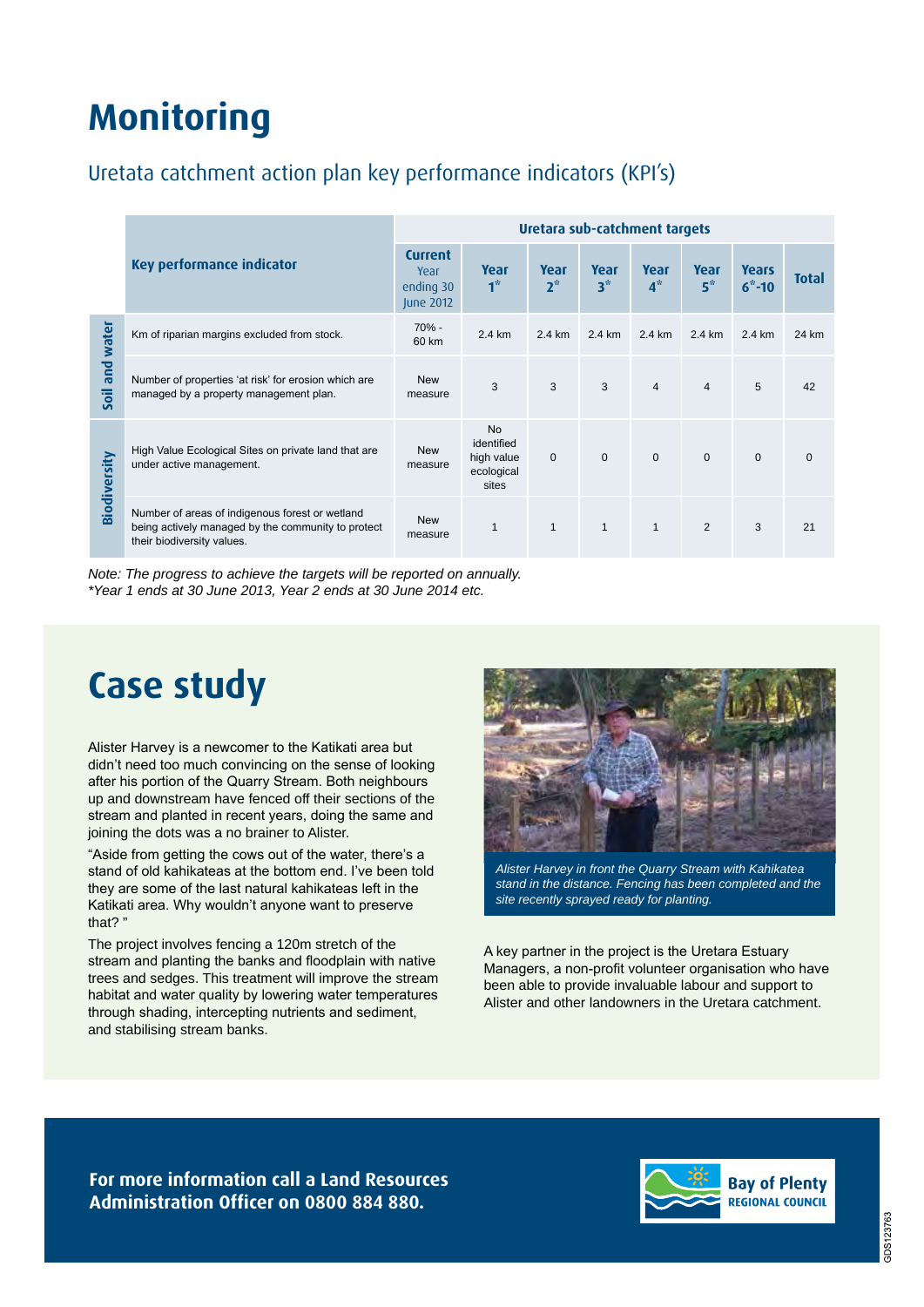# Monitoring

## Uretata catchment action plan key performance indicators (KPI's)

| | Key performance indicator | Uretara sub-catchment targets | | | | | | | |
|---|---|---|---|---|---|---|---|---|---|
| | | Current Year ending 30 June 2012 | Year 1* | Year 2* | Year 3* | Year 4* | Year 5* | Years 6*-10 | Total |
| Soil and water | Km of riparian margins excluded from stock. | 70% - 60 km | 2.4 km | 2.4 km | 2.4 km | 2.4 km | 2.4 km | 2.4 km | 24 km |
| Soil and water | Number of properties 'at risk' for erosion which are managed by a property management plan. | New measure | 3 | 3 | 3 | 4 | 4 | 5 | 42 |
| Biodiversity | High Value Ecological Sites on private land that are under active management. | New measure | No identified high value ecological sites | 0 | 0 | 0 | 0 | 0 | 0 |
| Biodiversity | Number of areas of indigenous forest or wetland being actively managed by the community to protect their biodiversity values. | New measure | 1 | 1 | 1 | 1 | 2 | 3 | 21 |

*Note: The progress to achieve the targets will be reported on annually.*
*\*Year 1 ends at 30 June 2013, Year 2 ends at 30 June 2014 etc.*

# Case study

Alister Harvey is a newcomer to the Katikati area but didn't need too much convincing on the sense of looking after his portion of the Quarry Stream. Both neighbours up and downstream have fenced off their sections of the stream and planted in recent years, doing the same and joining the dots was a no brainer to Alister.

"Aside from getting the cows out of the water, there's a stand of old kahikateas at the bottom end. I've been told they are some of the last natural kahikateas left in the Katikati area. Why wouldn't anyone want to preserve that? "

The project involves fencing a 120m stretch of the stream and planting the banks and floodplain with native trees and sedges. This treatment will improve the stream habitat and water quality by lowering water temperatures through shading, intercepting nutrients and sediment, and stabilising stream banks.

*Alister Harvey in front the Quarry Stream with Kahikatea stand in the distance. Fencing has been completed and the site recently sprayed ready for planting.*

A key partner in the project is the Uretara Estuary Managers, a non-profit volunteer organisation who have been able to provide invaluable labour and support to Alister and other landowners in the Uretara catchment.

**For more information call a Land Resources Administration Officer on 0800 884 880.**

Bay of Plenty REGIONAL COUNCIL

GDS123763